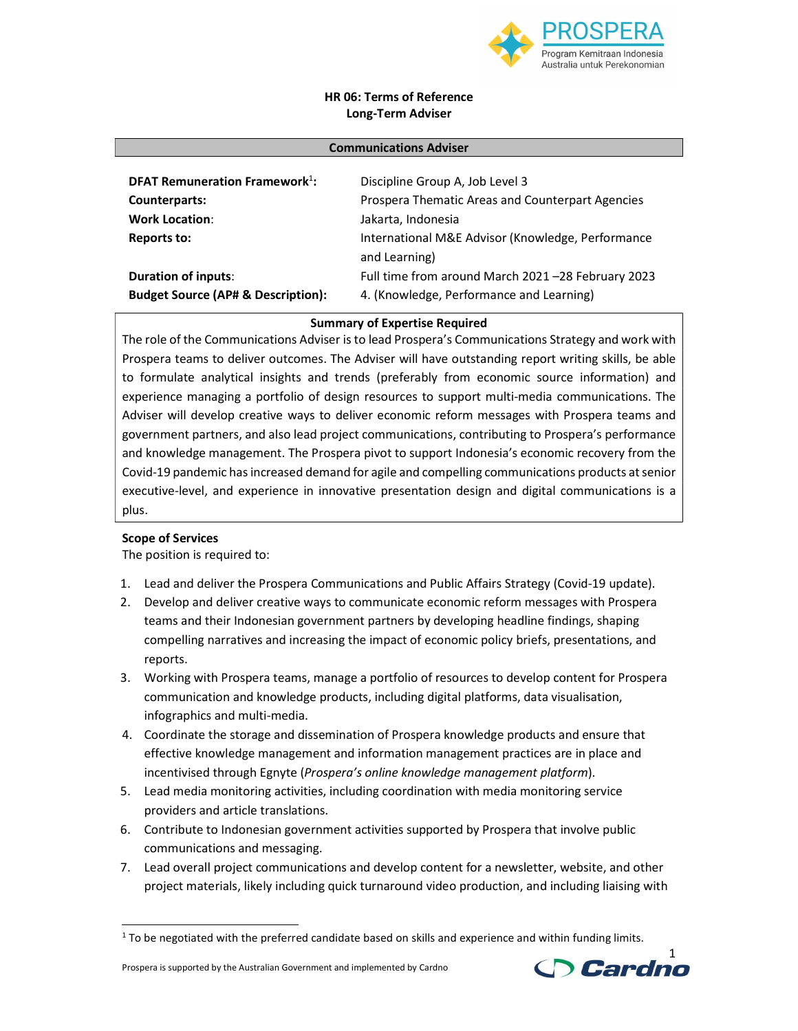# HR 06: Terms of Reference
## Long-Term Adviser

## Communications Adviser

| | |
|---|---|
| **DFAT Remuneration Framework**[1]**:** | Discipline Group A, Job Level 3 |
| **Counterparts:** | Prospera Thematic Areas and Counterpart Agencies |
| **Work Location**: | Jakarta, Indonesia |
| **Reports to:** | International M&E Advisor (Knowledge, Performance and Learning) |
| **Duration of inputs**: | Full time from around March 2021 –28 February 2023 |
| **Budget Source (AP# & Description):** | 4. (Knowledge, Performance and Learning) |

**Summary of Expertise Required**

The role of the Communications Adviser is to lead Prospera's Communications Strategy and work with Prospera teams to deliver outcomes. The Adviser will have outstanding report writing skills, be able to formulate analytical insights and trends (preferably from economic source information) and experience managing a portfolio of design resources to support multi-media communications. The Adviser will develop creative ways to deliver economic reform messages with Prospera teams and government partners, and also lead project communications, contributing to Prospera's performance and knowledge management. The Prospera pivot to support Indonesia's economic recovery from the Covid-19 pandemic has increased demand for agile and compelling communications products at senior executive-level, and experience in innovative presentation design and digital communications is a plus.

**Scope of Services**

The position is required to:

1. Lead and deliver the Prospera Communications and Public Affairs Strategy (Covid-19 update).
2. Develop and deliver creative ways to communicate economic reform messages with Prospera teams and their Indonesian government partners by developing headline findings, shaping compelling narratives and increasing the impact of economic policy briefs, presentations, and reports.
3. Working with Prospera teams, manage a portfolio of resources to develop content for Prospera communication and knowledge products, including digital platforms, data visualisation, infographics and multi-media.
4. Coordinate the storage and dissemination of Prospera knowledge products and ensure that effective knowledge management and information management practices are in place and incentivised through Egnyte (*Prospera's online knowledge management platform*).
5. Lead media monitoring activities, including coordination with media monitoring service providers and article translations.
6. Contribute to Indonesian government activities supported by Prospera that involve public communications and messaging.
7. Lead overall project communications and develop content for a newsletter, website, and other project materials, likely including quick turnaround video production, and including liaising with

[1] To be negotiated with the preferred candidate based on skills and experience and within funding limits.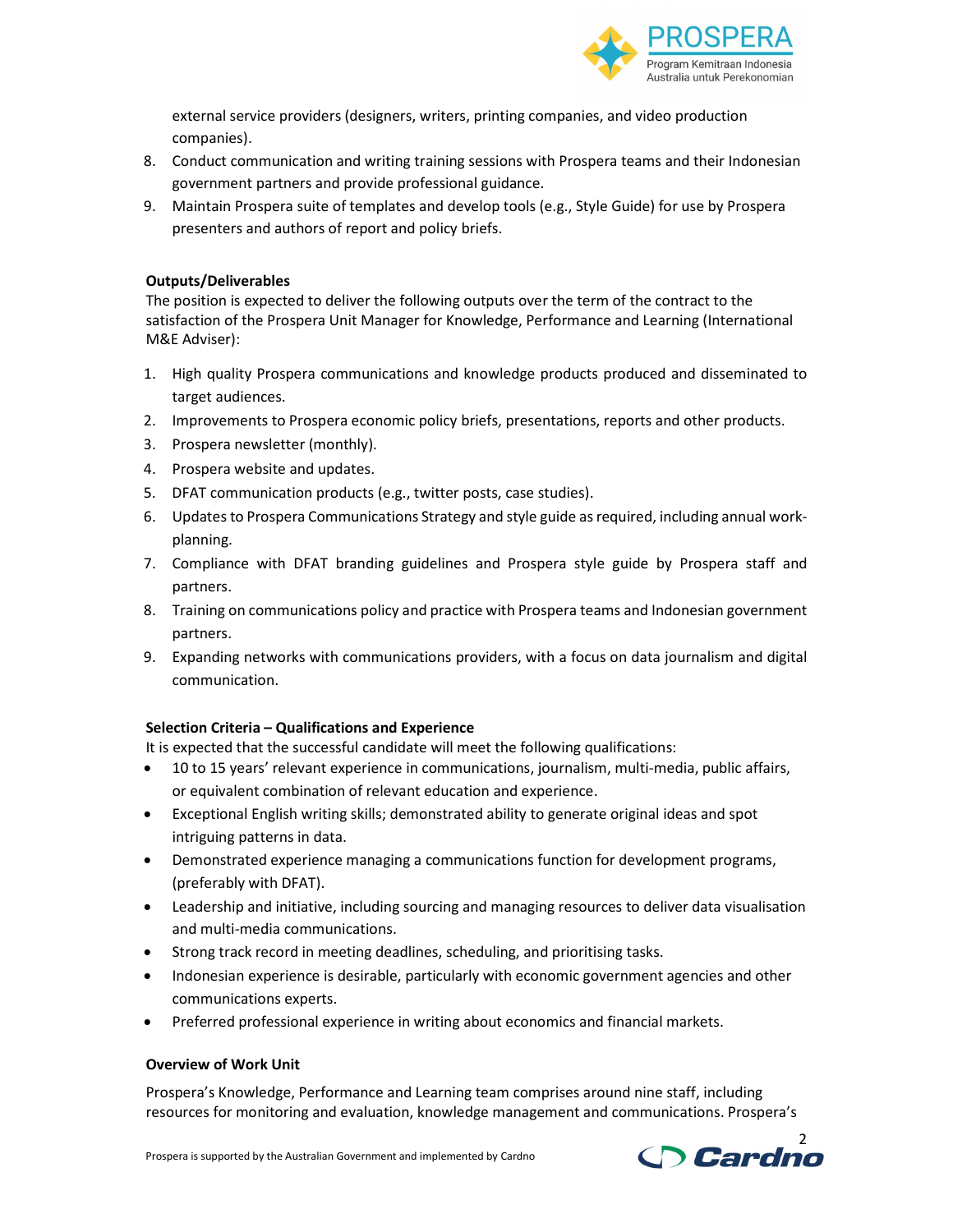external service providers (designers, writers, printing companies, and video production companies).

8. Conduct communication and writing training sessions with Prospera teams and their Indonesian government partners and provide professional guidance.
9. Maintain Prospera suite of templates and develop tools (e.g., Style Guide) for use by Prospera presenters and authors of report and policy briefs.

**Outputs/Deliverables**

The position is expected to deliver the following outputs over the term of the contract to the satisfaction of the Prospera Unit Manager for Knowledge, Performance and Learning (International M&E Adviser):

1. High quality Prospera communications and knowledge products produced and disseminated to target audiences.
2. Improvements to Prospera economic policy briefs, presentations, reports and other products.
3. Prospera newsletter (monthly).
4. Prospera website and updates.
5. DFAT communication products (e.g., twitter posts, case studies).
6. Updates to Prospera Communications Strategy and style guide as required, including annual work-planning.
7. Compliance with DFAT branding guidelines and Prospera style guide by Prospera staff and partners.
8. Training on communications policy and practice with Prospera teams and Indonesian government partners.
9. Expanding networks with communications providers, with a focus on data journalism and digital communication.

**Selection Criteria – Qualifications and Experience**

It is expected that the successful candidate will meet the following qualifications:

- 10 to 15 years' relevant experience in communications, journalism, multi-media, public affairs, or equivalent combination of relevant education and experience.
- Exceptional English writing skills; demonstrated ability to generate original ideas and spot intriguing patterns in data.
- Demonstrated experience managing a communications function for development programs, (preferably with DFAT).
- Leadership and initiative, including sourcing and managing resources to deliver data visualisation and multi-media communications.
- Strong track record in meeting deadlines, scheduling, and prioritising tasks.
- Indonesian experience is desirable, particularly with economic government agencies and other communications experts.
- Preferred professional experience in writing about economics and financial markets.

**Overview of Work Unit**

Prospera's Knowledge, Performance and Learning team comprises around nine staff, including resources for monitoring and evaluation, knowledge management and communications. Prospera's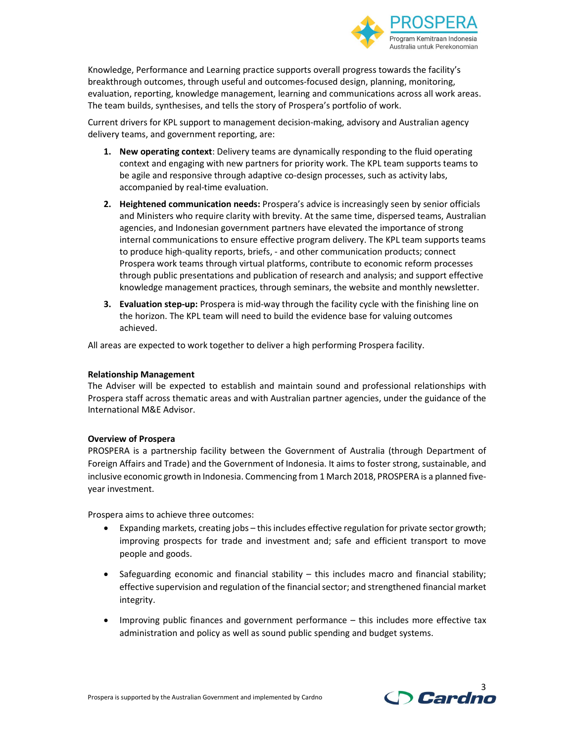Knowledge, Performance and Learning practice supports overall progress towards the facility's breakthrough outcomes, through useful and outcomes-focused design, planning, monitoring, evaluation, reporting, knowledge management, learning and communications across all work areas. The team builds, synthesises, and tells the story of Prospera's portfolio of work.

Current drivers for KPL support to management decision-making, advisory and Australian agency delivery teams, and government reporting, are:

1. **New operating context**: Delivery teams are dynamically responding to the fluid operating context and engaging with new partners for priority work. The KPL team supports teams to be agile and responsive through adaptive co-design processes, such as activity labs, accompanied by real-time evaluation.
2. **Heightened communication needs:** Prospera's advice is increasingly seen by senior officials and Ministers who require clarity with brevity. At the same time, dispersed teams, Australian agencies, and Indonesian government partners have elevated the importance of strong internal communications to ensure effective program delivery. The KPL team supports teams to produce high-quality reports, briefs, - and other communication products; connect Prospera work teams through virtual platforms, contribute to economic reform processes through public presentations and publication of research and analysis; and support effective knowledge management practices, through seminars, the website and monthly newsletter.
3. **Evaluation step-up:** Prospera is mid-way through the facility cycle with the finishing line on the horizon. The KPL team will need to build the evidence base for valuing outcomes achieved.

All areas are expected to work together to deliver a high performing Prospera facility.

**Relationship Management**

The Adviser will be expected to establish and maintain sound and professional relationships with Prospera staff across thematic areas and with Australian partner agencies, under the guidance of the International M&E Advisor.

**Overview of Prospera**

PROSPERA is a partnership facility between the Government of Australia (through Department of Foreign Affairs and Trade) and the Government of Indonesia. It aims to foster strong, sustainable, and inclusive economic growth in Indonesia. Commencing from 1 March 2018, PROSPERA is a planned five-year investment.

Prospera aims to achieve three outcomes:

- Expanding markets, creating jobs – this includes effective regulation for private sector growth; improving prospects for trade and investment and; safe and efficient transport to move people and goods.
- Safeguarding economic and financial stability – this includes macro and financial stability; effective supervision and regulation of the financial sector; and strengthened financial market integrity.
- Improving public finances and government performance – this includes more effective tax administration and policy as well as sound public spending and budget systems.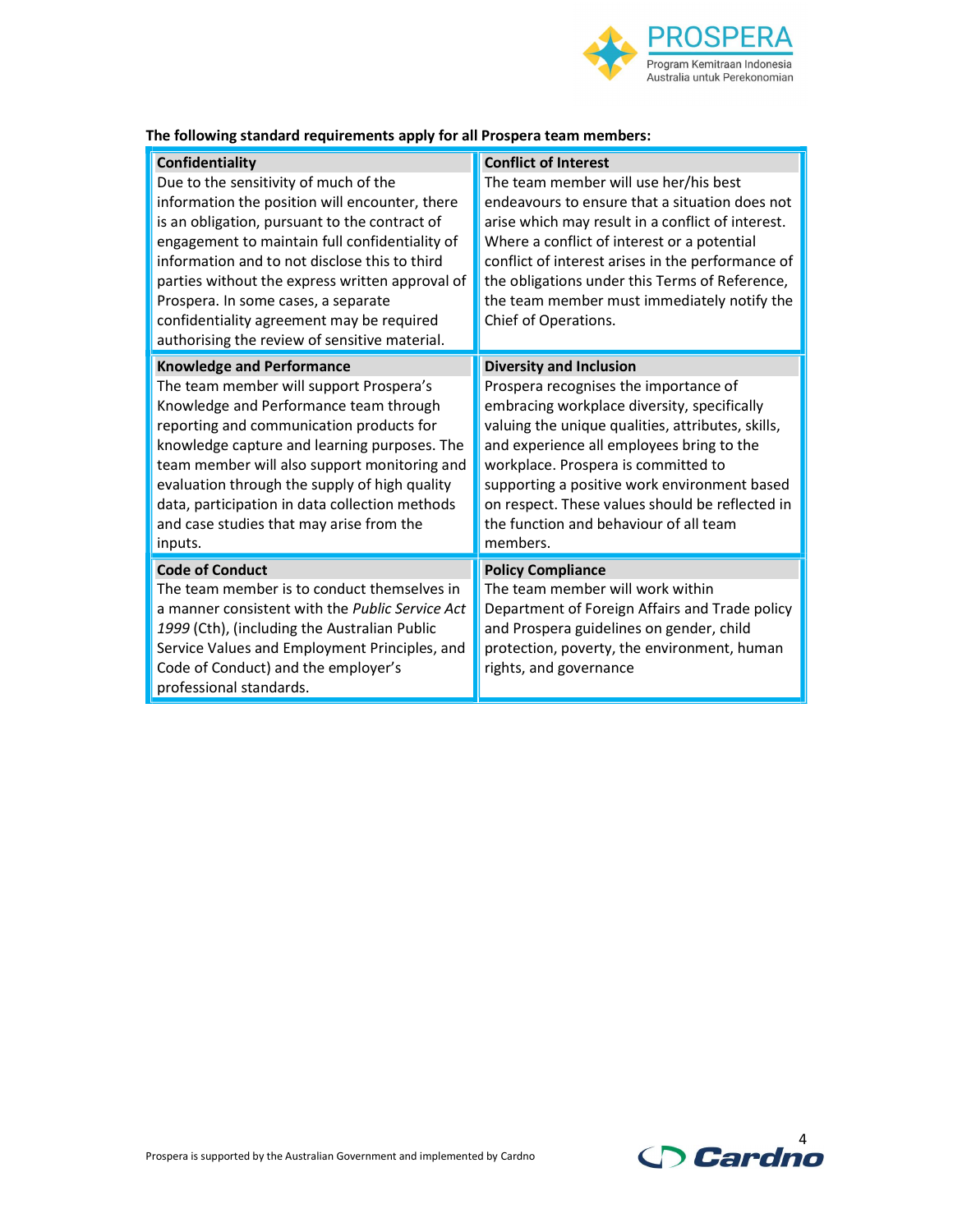**The following standard requirements apply for all Prospera team members:**

| | |
|---|---|
| **Confidentiality**<br>Due to the sensitivity of much of the information the position will encounter, there is an obligation, pursuant to the contract of engagement to maintain full confidentiality of information and to not disclose this to third parties without the express written approval of Prospera. In some cases, a separate confidentiality agreement may be required authorising the review of sensitive material. | **Conflict of Interest**<br>The team member will use her/his best endeavours to ensure that a situation does not arise which may result in a conflict of interest. Where a conflict of interest or a potential conflict of interest arises in the performance of the obligations under this Terms of Reference, the team member must immediately notify the Chief of Operations. |
| **Knowledge and Performance**<br>The team member will support Prospera's Knowledge and Performance team through reporting and communication products for knowledge capture and learning purposes. The team member will also support monitoring and evaluation through the supply of high quality data, participation in data collection methods and case studies that may arise from the inputs. | **Diversity and Inclusion**<br>Prospera recognises the importance of embracing workplace diversity, specifically valuing the unique qualities, attributes, skills, and experience all employees bring to the workplace. Prospera is committed to supporting a positive work environment based on respect. These values should be reflected in the function and behaviour of all team members. |
| **Code of Conduct**<br>The team member is to conduct themselves in a manner consistent with the *Public Service Act 1999* (Cth), (including the Australian Public Service Values and Employment Principles, and Code of Conduct) and the employer's professional standards. | **Policy Compliance**<br>The team member will work within Department of Foreign Affairs and Trade policy and Prospera guidelines on gender, child protection, poverty, the environment, human rights, and governance |